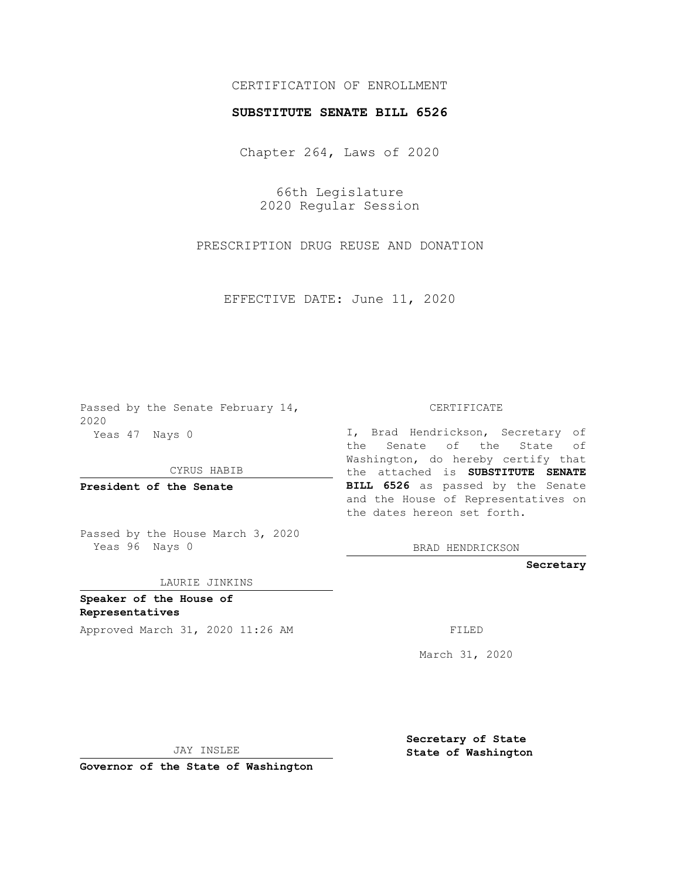CERTIFICATION OF ENROLLMENT

**SUBSTITUTE SENATE BILL 6526**

Chapter 264, Laws of 2020

66th Legislature
2020 Regular Session

PRESCRIPTION DRUG REUSE AND DONATION

EFFECTIVE DATE: June 11, 2020

Passed by the Senate February 14, 2020
Yeas 47 Nays 0

CYRUS HABIB

**President of the Senate**

Passed by the House March 3, 2020
Yeas 96 Nays 0

LAURIE JINKINS

**Speaker of the House of Representatives**

Approved March 31, 2020 11:26 AM

JAY INSLEE

**Governor of the State of Washington**

CERTIFICATE

I, Brad Hendrickson, Secretary of the Senate of the State of Washington, do hereby certify that the attached is **SUBSTITUTE SENATE BILL 6526** as passed by the Senate and the House of Representatives on the dates hereon set forth.

BRAD HENDRICKSON

**Secretary**

FILED

March 31, 2020

**Secretary of State**
**State of Washington**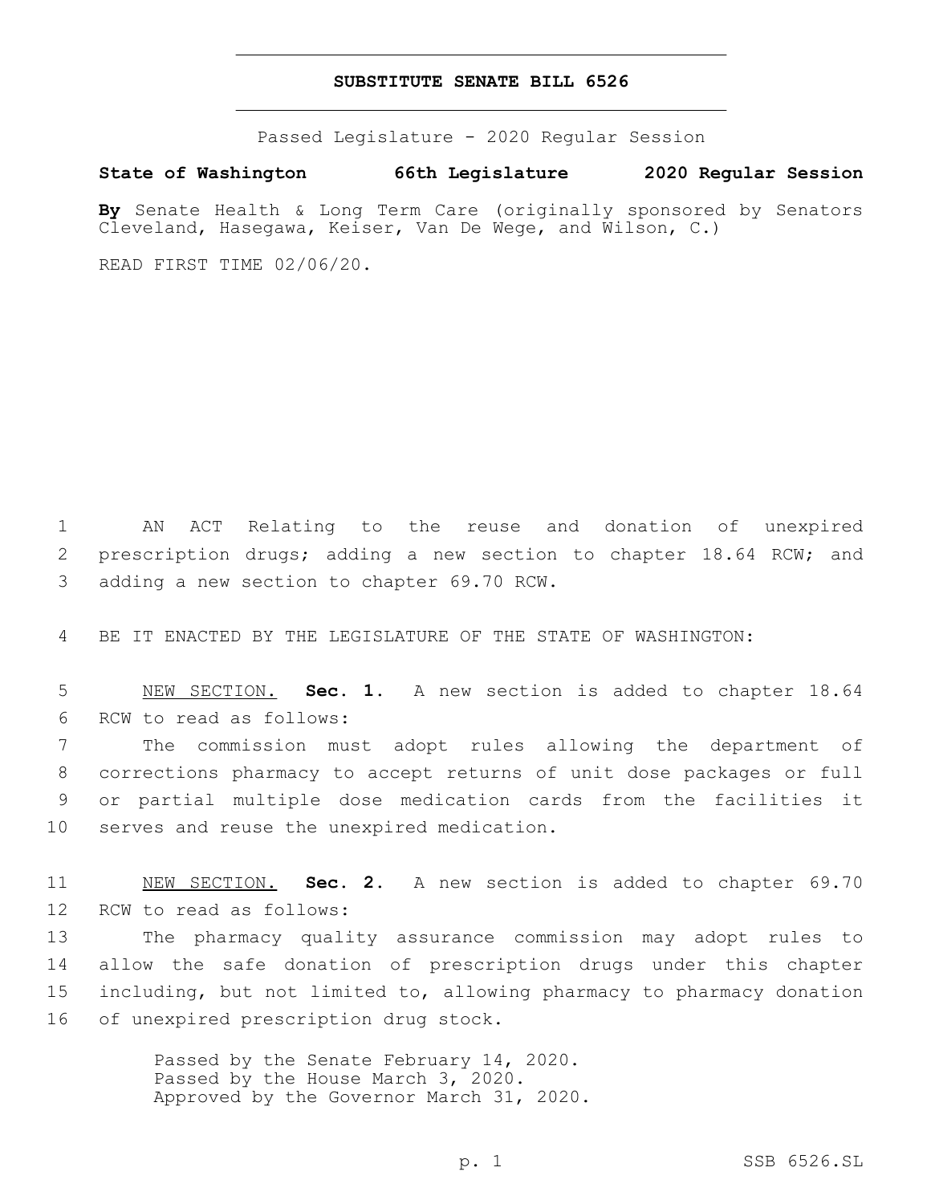# SUBSTITUTE SENATE BILL 6526

Passed Legislature - 2020 Regular Session

**State of Washington 66th Legislature 2020 Regular Session**

**By** Senate Health & Long Term Care (originally sponsored by Senators Cleveland, Hasegawa, Keiser, Van De Wege, and Wilson, C.)

READ FIRST TIME 02/06/20.

AN ACT Relating to the reuse and donation of unexpired prescription drugs; adding a new section to chapter 18.64 RCW; and adding a new section to chapter 69.70 RCW.

BE IT ENACTED BY THE LEGISLATURE OF THE STATE OF WASHINGTON:

NEW SECTION. **Sec. 1.** A new section is added to chapter 18.64 RCW to read as follows:

The commission must adopt rules allowing the department of corrections pharmacy to accept returns of unit dose packages or full or partial multiple dose medication cards from the facilities it serves and reuse the unexpired medication.

NEW SECTION. **Sec. 2.** A new section is added to chapter 69.70 RCW to read as follows:

The pharmacy quality assurance commission may adopt rules to allow the safe donation of prescription drugs under this chapter including, but not limited to, allowing pharmacy to pharmacy donation of unexpired prescription drug stock.

Passed by the Senate February 14, 2020.
Passed by the House March 3, 2020.
Approved by the Governor March 31, 2020.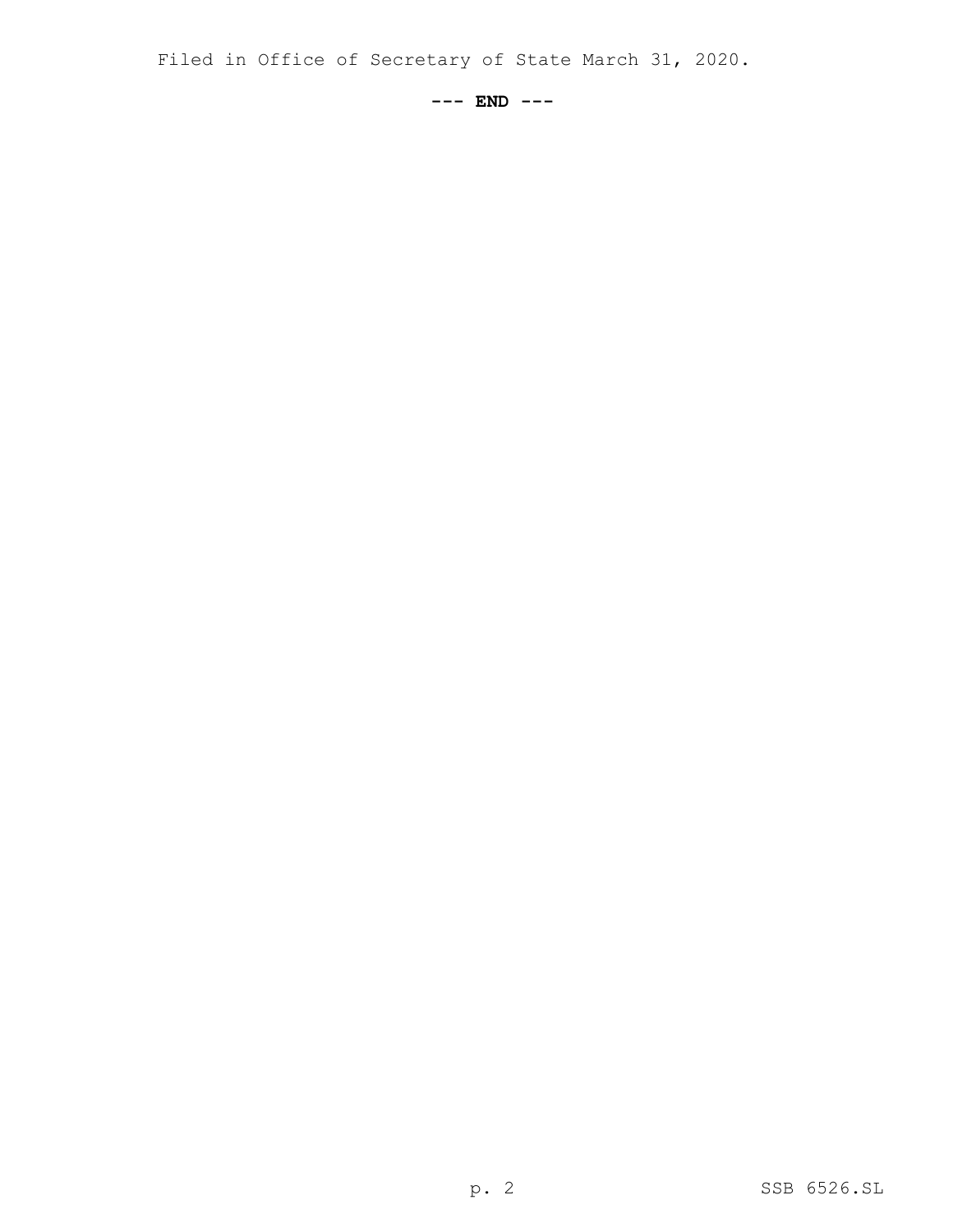Filed in Office of Secretary of State March 31, 2020.

**--- END ---**